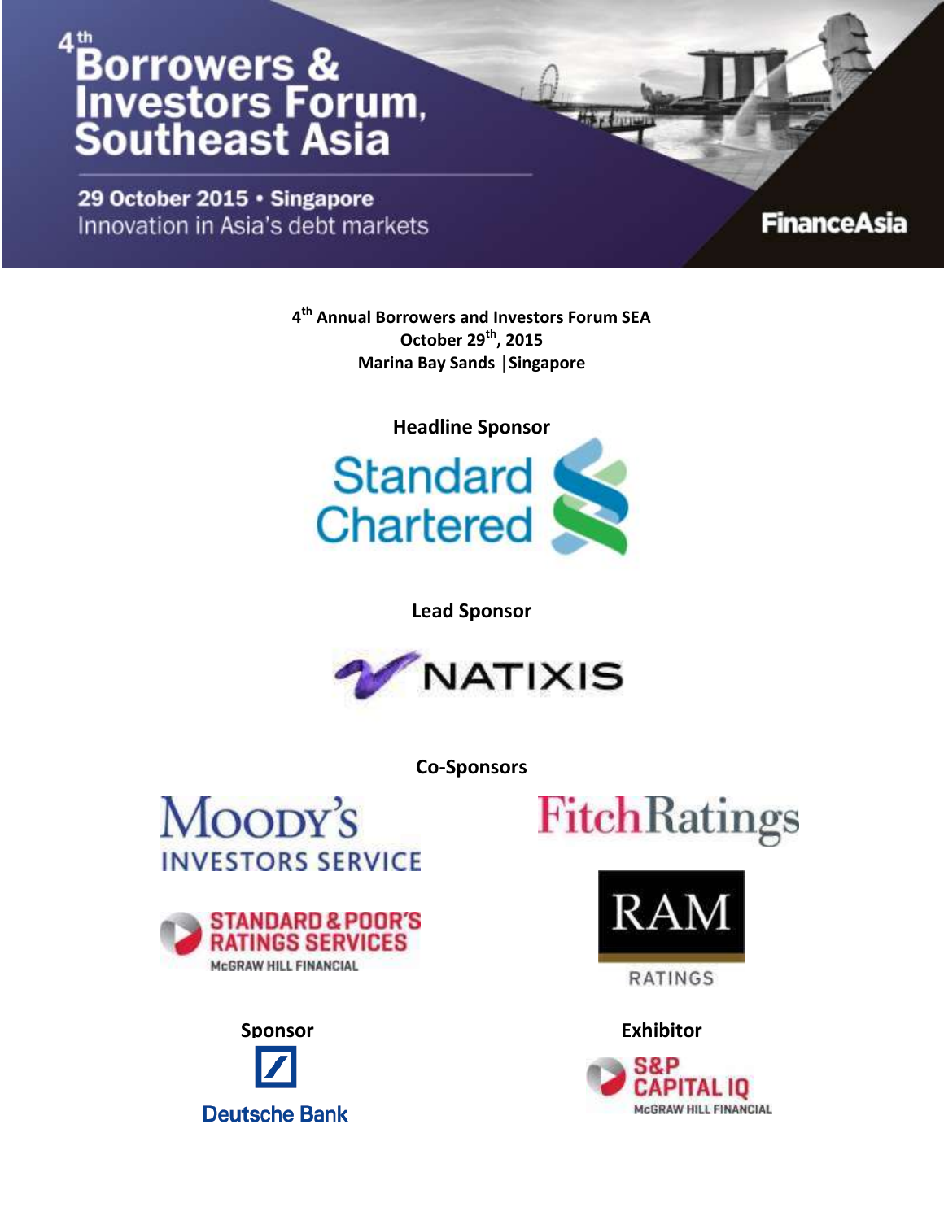# 4th Borrowers & Investors Forum, Southeast Asia

29 October 2015 • Singapore

Innovation in Asia's debt markets

FinanceAsia

**4th Annual Borrowers and Investors Forum SEA**
**October 29th, 2015**
**Marina Bay Sands | Singapore**

**Headline Sponsor**

Standard Chartered

**Lead Sponsor**

NATIXIS

**Co-Sponsors**

Moody's Investors Service

Fitch Ratings

Standard & Poor's Ratings Services
McGraw Hill Financial

RAM Ratings

**Sponsor**

Deutsche Bank

**Exhibitor**

S&P Capital IQ
McGraw Hill Financial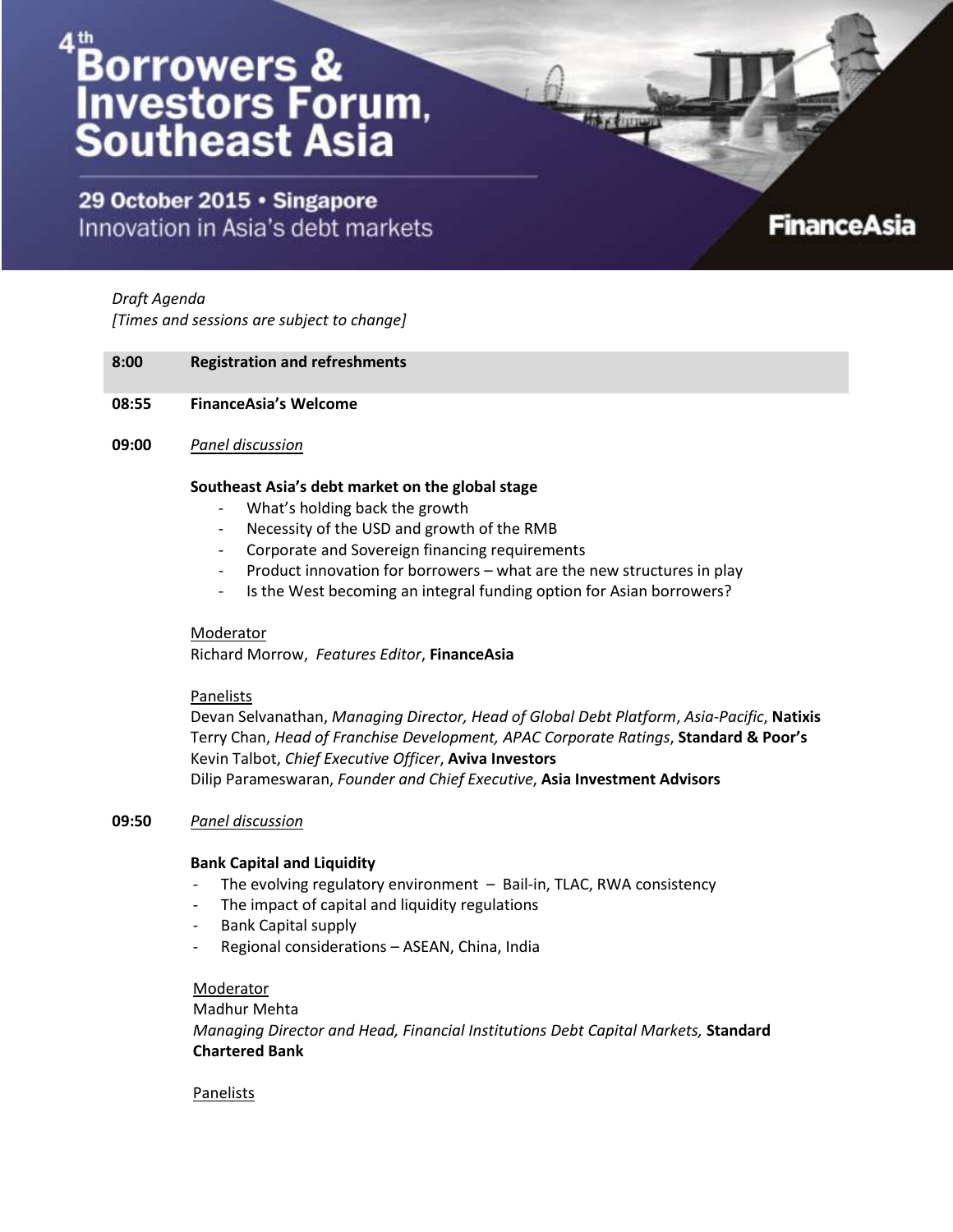# 4th Borrowers & Investors Forum, Southeast Asia

**29 October 2015 • Singapore**
Innovation in Asia's debt markets

**FinanceAsia**

*Draft Agenda*
*[Times and sessions are subject to change]*

**8:00** **Registration and refreshments**

**08:55** **FinanceAsia's Welcome**

**09:00** *Panel discussion*

**Southeast Asia's debt market on the global stage**

- What's holding back the growth
- Necessity of the USD and growth of the RMB
- Corporate and Sovereign financing requirements
- Product innovation for borrowers – what are the new structures in play
- Is the West becoming an integral funding option for Asian borrowers?

Moderator
Richard Morrow, *Features Editor*, **FinanceAsia**

Panelists
Devan Selvanathan, *Managing Director, Head of Global Debt Platform*, *Asia-Pacific*, **Natixis**
Terry Chan, *Head of Franchise Development, APAC Corporate Ratings*, **Standard & Poor's**
Kevin Talbot, *Chief Executive Officer*, **Aviva Investors**
Dilip Parameswaran, *Founder and Chief Executive*, **Asia Investment Advisors**

**09:50** *Panel discussion*

**Bank Capital and Liquidity**

- The evolving regulatory environment – Bail-in, TLAC, RWA consistency
- The impact of capital and liquidity regulations
- Bank Capital supply
- Regional considerations – ASEAN, China, India

Moderator
Madhur Mehta
*Managing Director and Head, Financial Institutions Debt Capital Markets,* **Standard Chartered Bank**

Panelists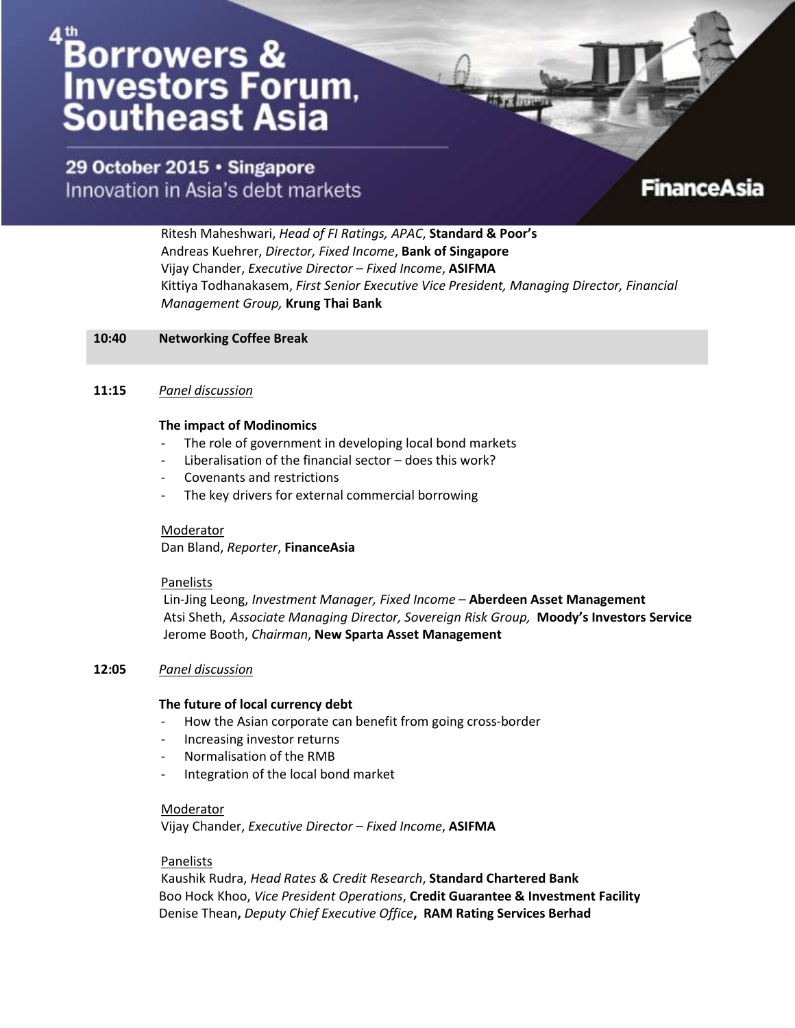Ritesh Maheshwari, *Head of FI Ratings, APAC*, **Standard & Poor's**
Andreas Kuehrer, *Director, Fixed Income*, **Bank of Singapore**
Vijay Chander, *Executive Director – Fixed Income*, **ASIFMA**
Kittiya Todhanakasem, *First Senior Executive Vice President, Managing Director, Financial Management Group,* **Krung Thai Bank**

**10:40 Networking Coffee Break**

**11:15** *Panel discussion*

**The impact of Modinomics**

- The role of government in developing local bond markets
- Liberalisation of the financial sector – does this work?
- Covenants and restrictions
- The key drivers for external commercial borrowing

Moderator
Dan Bland, *Reporter*, **FinanceAsia**

Panelists
Lin-Jing Leong, *Investment Manager, Fixed Income* – **Aberdeen Asset Management**
Atsi Sheth, *Associate Managing Director, Sovereign Risk Group,* **Moody's Investors Service**
Jerome Booth, *Chairman*, **New Sparta Asset Management**

**12:05** *Panel discussion*

**The future of local currency debt**

- How the Asian corporate can benefit from going cross-border
- Increasing investor returns
- Normalisation of the RMB
- Integration of the local bond market

Moderator
Vijay Chander, *Executive Director – Fixed Income*, **ASIFMA**

Panelists
Kaushik Rudra, *Head Rates & Credit Research*, **Standard Chartered Bank**
Boo Hock Khoo, *Vice President Operations*, **Credit Guarantee & Investment Facility**
Denise Thean**,** *Deputy Chief Executive Office*, **RAM Rating Services Berhad**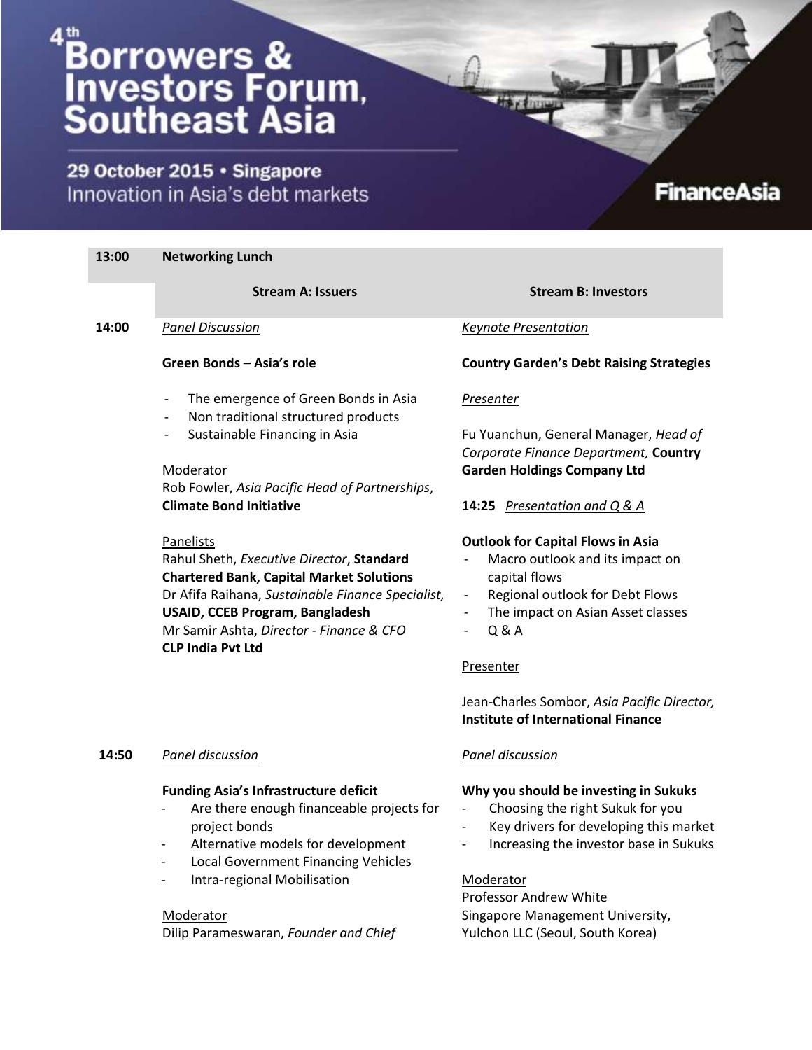# 4th Borrowers & Investors Forum, Southeast Asia

**29 October 2015 • Singapore**
Innovation in Asia's debt markets

**FinanceAsia**

**13:00 Networking Lunch**

## Stream A: Issuers

**14:00** *Panel Discussion*

**Green Bonds – Asia's role**

- The emergence of Green Bonds in Asia
- Non traditional structured products
- Sustainable Financing in Asia

Moderator
Rob Fowler, *Asia Pacific Head of Partnerships*, **Climate Bond Initiative**

Panelists
Rahul Sheth, *Executive Director*, **Standard Chartered Bank, Capital Market Solutions**
Dr Afifa Raihana, *Sustainable Finance Specialist,* **USAID, CCEB Program, Bangladesh**
Mr Samir Ashta, *Director - Finance & CFO* **CLP India Pvt Ltd**

**14:50** *Panel discussion*

**Funding Asia's Infrastructure deficit**

- Are there enough financeable projects for project bonds
- Alternative models for development
- Local Government Financing Vehicles
- Intra-regional Mobilisation

Moderator
Dilip Parameswaran, *Founder and Chief*

## Stream B: Investors

**14:00** *Keynote Presentation*

**Country Garden's Debt Raising Strategies**

*Presenter*

Fu Yuanchun, General Manager, *Head of Corporate Finance Department,* **Country Garden Holdings Company Ltd**

**14:25** *Presentation and Q & A*

**Outlook for Capital Flows in Asia**

- Macro outlook and its impact on capital flows
- Regional outlook for Debt Flows
- The impact on Asian Asset classes
- Q & A

Presenter

Jean-Charles Sombor, *Asia Pacific Director,* **Institute of International Finance**

**14:50** *Panel discussion*

**Why you should be investing in Sukuks**

- Choosing the right Sukuk for you
- Key drivers for developing this market
- Increasing the investor base in Sukuks

Moderator
Professor Andrew White
Singapore Management University,
Yulchon LLC (Seoul, South Korea)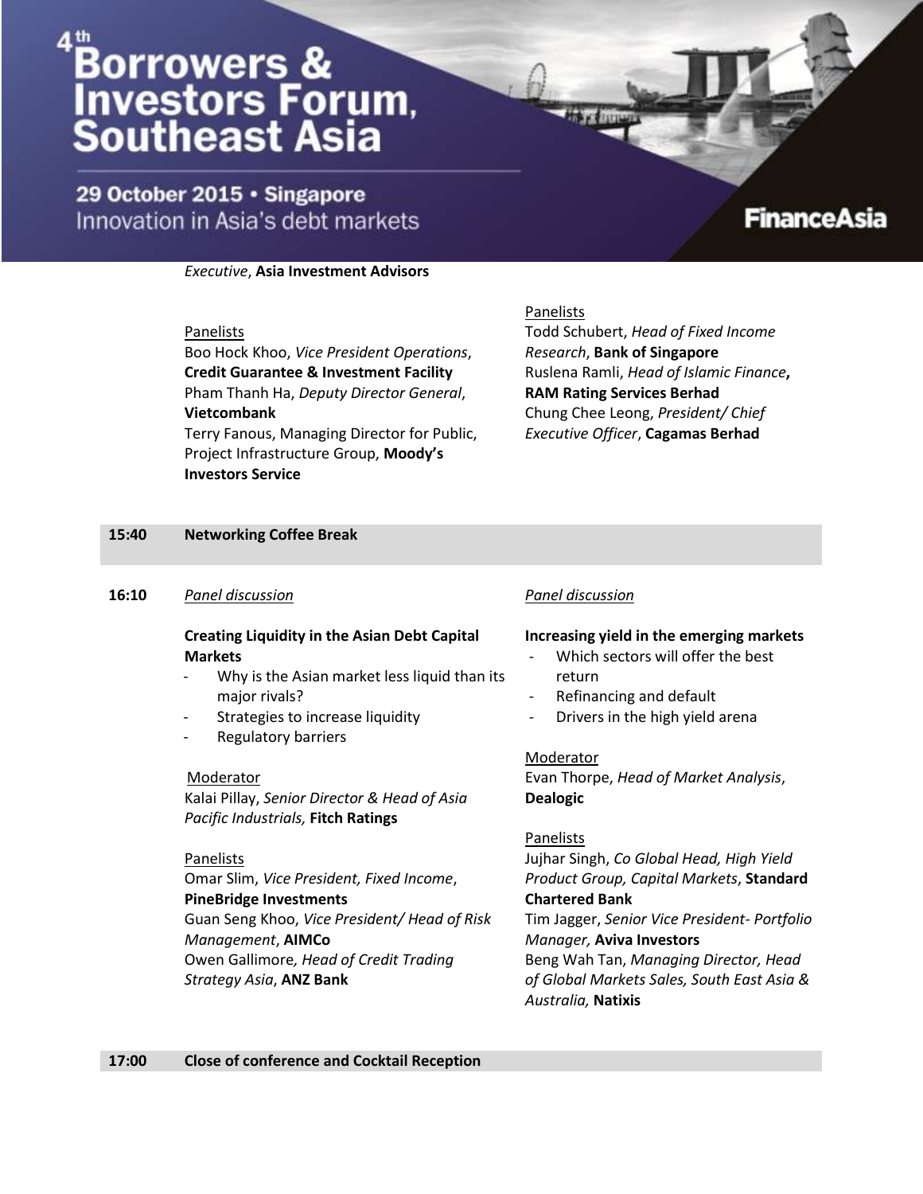*Executive*, **Asia Investment Advisors**

Panelists
Boo Hock Khoo, *Vice President Operations*, **Credit Guarantee & Investment Facility**
Pham Thanh Ha, *Deputy Director General*, **Vietcombank**
Terry Fanous, Managing Director for Public, Project Infrastructure Group, **Moody's Investors Service**

Panelists
Todd Schubert, *Head of Fixed Income Research*, **Bank of Singapore**
Ruslena Ramli, *Head of Islamic Finance*, **RAM Rating Services Berhad**
Chung Chee Leong, *President/ Chief Executive Officer*, **Cagamas Berhad**

**15:40 Networking Coffee Break**

**16:10** *Panel discussion*

**Creating Liquidity in the Asian Debt Capital Markets**

- Why is the Asian market less liquid than its major rivals?
- Strategies to increase liquidity
- Regulatory barriers

Moderator
Kalai Pillay, *Senior Director & Head of Asia Pacific Industrials,* **Fitch Ratings**

Panelists
Omar Slim, *Vice President, Fixed Income*, **PineBridge Investments**
Guan Seng Khoo, *Vice President/ Head of Risk Management*, **AIMCo**
Owen Gallimore*, Head of Credit Trading Strategy Asia*, **ANZ Bank**

*Panel discussion*

**Increasing yield in the emerging markets**

- Which sectors will offer the best return
- Refinancing and default
- Drivers in the high yield arena

Moderator
Evan Thorpe, *Head of Market Analysis*, **Dealogic**

Panelists
Jujhar Singh, *Co Global Head, High Yield Product Group, Capital Markets*, **Standard Chartered Bank**
Tim Jagger, *Senior Vice President- Portfolio Manager,* **Aviva Investors**
Beng Wah Tan, *Managing Director, Head of Global Markets Sales, South East Asia & Australia,* **Natixis**

**17:00 Close of conference and Cocktail Reception**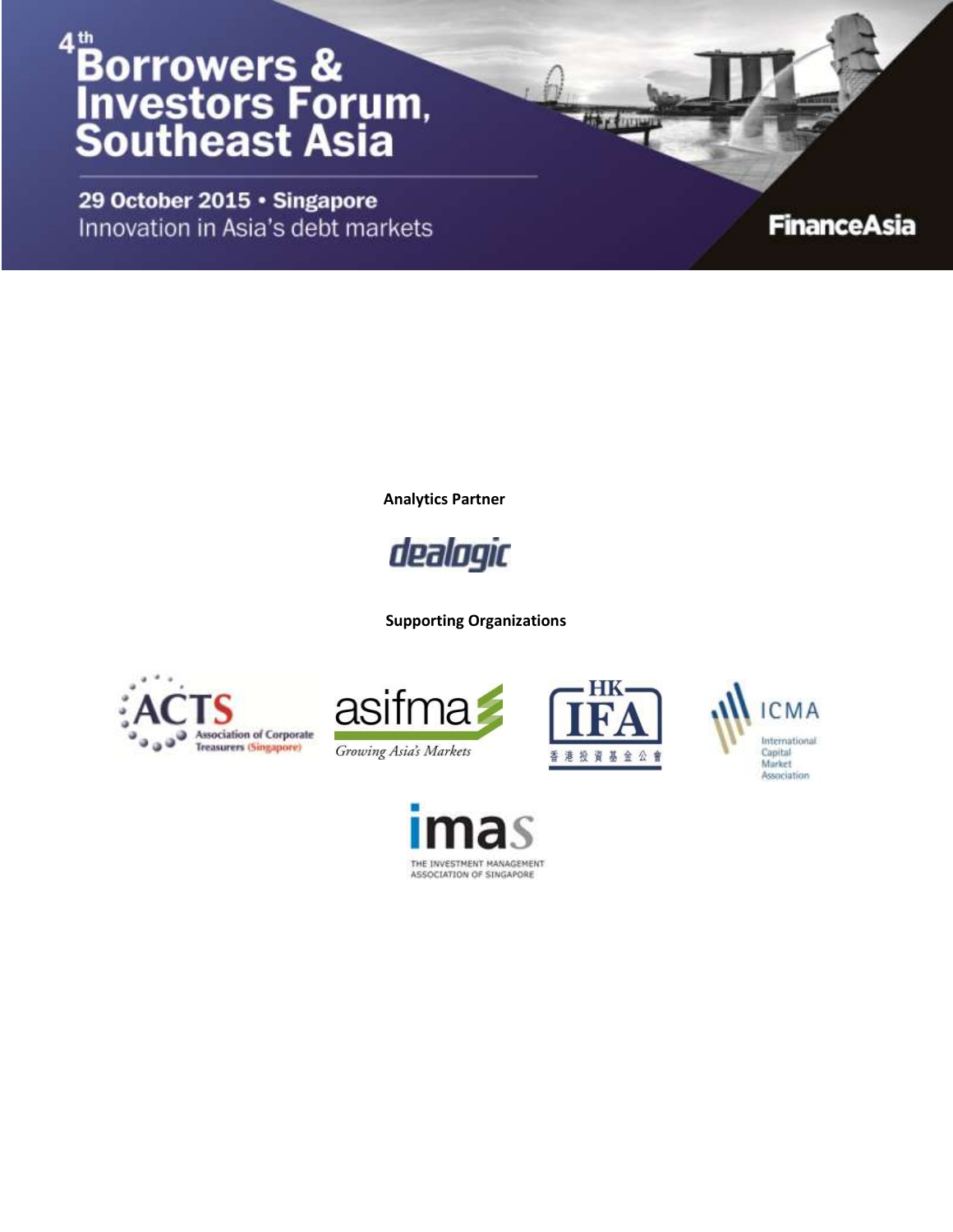# 4th Borrowers & Investors Forum, Southeast Asia

29 October 2015 • Singapore

Innovation in Asia's debt markets

FinanceAsia

**Analytics Partner**

dealogic

**Supporting Organizations**

ACTS Association of Corporate Treasurers (Singapore)

asifma Growing Asia's Markets

HK IFA 香港投資基金公會

ICMA International Capital Market Association

imas THE INVESTMENT MANAGEMENT ASSOCIATION OF SINGAPORE